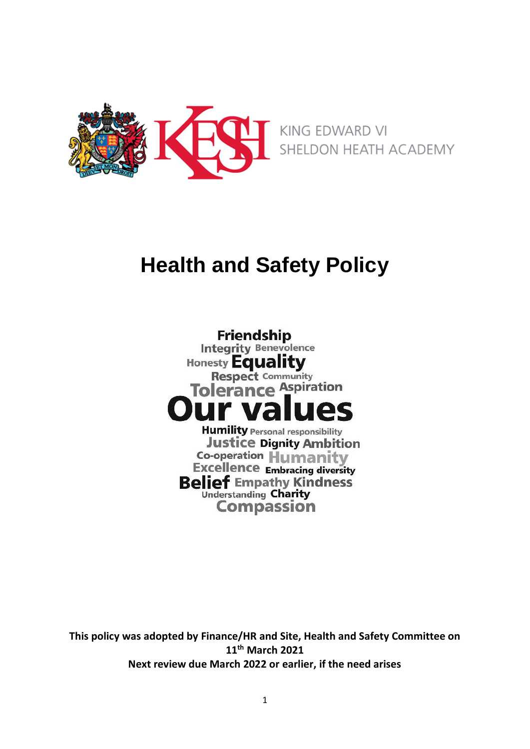KING EDWARD VI
SHELDON HEATH ACADEMY

# Health and Safety Policy

Friendship
Integrity Benevolence
Honesty Equality
Respect Community
Tolerance Aspiration
Our values
Humility Personal responsibility
Justice Dignity Ambition
Co-operation Humanity
Excellence Embracing diversity
Belief Empathy Kindness
Understanding Charity
Compassion

**This policy was adopted by Finance/HR and Site, Health and Safety Committee on 11th March 2021**
**Next review due March 2022 or earlier, if the need arises**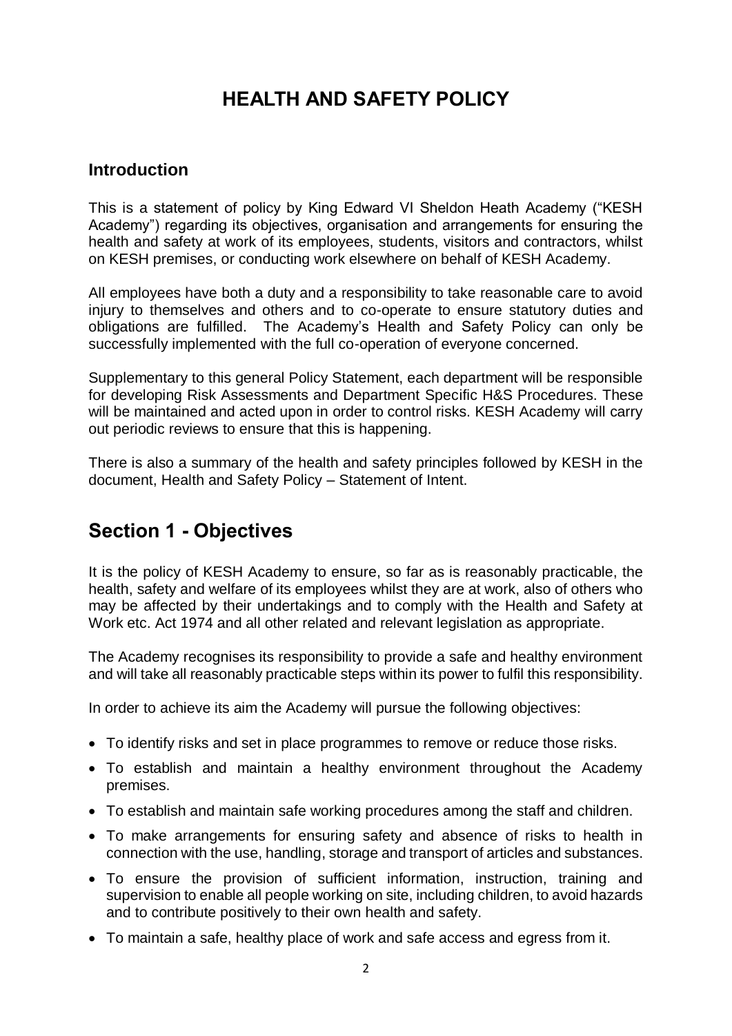# HEALTH AND SAFETY POLICY

## Introduction

This is a statement of policy by King Edward VI Sheldon Heath Academy ("KESH Academy") regarding its objectives, organisation and arrangements for ensuring the health and safety at work of its employees, students, visitors and contractors, whilst on KESH premises, or conducting work elsewhere on behalf of KESH Academy.

All employees have both a duty and a responsibility to take reasonable care to avoid injury to themselves and others and to co-operate to ensure statutory duties and obligations are fulfilled. The Academy's Health and Safety Policy can only be successfully implemented with the full co-operation of everyone concerned.

Supplementary to this general Policy Statement, each department will be responsible for developing Risk Assessments and Department Specific H&S Procedures. These will be maintained and acted upon in order to control risks. KESH Academy will carry out periodic reviews to ensure that this is happening.

There is also a summary of the health and safety principles followed by KESH in the document, Health and Safety Policy – Statement of Intent.

# Section 1 - Objectives

It is the policy of KESH Academy to ensure, so far as is reasonably practicable, the health, safety and welfare of its employees whilst they are at work, also of others who may be affected by their undertakings and to comply with the Health and Safety at Work etc. Act 1974 and all other related and relevant legislation as appropriate.

The Academy recognises its responsibility to provide a safe and healthy environment and will take all reasonably practicable steps within its power to fulfil this responsibility.

In order to achieve its aim the Academy will pursue the following objectives:

- To identify risks and set in place programmes to remove or reduce those risks.
- To establish and maintain a healthy environment throughout the Academy premises.
- To establish and maintain safe working procedures among the staff and children.
- To make arrangements for ensuring safety and absence of risks to health in connection with the use, handling, storage and transport of articles and substances.
- To ensure the provision of sufficient information, instruction, training and supervision to enable all people working on site, including children, to avoid hazards and to contribute positively to their own health and safety.
- To maintain a safe, healthy place of work and safe access and egress from it.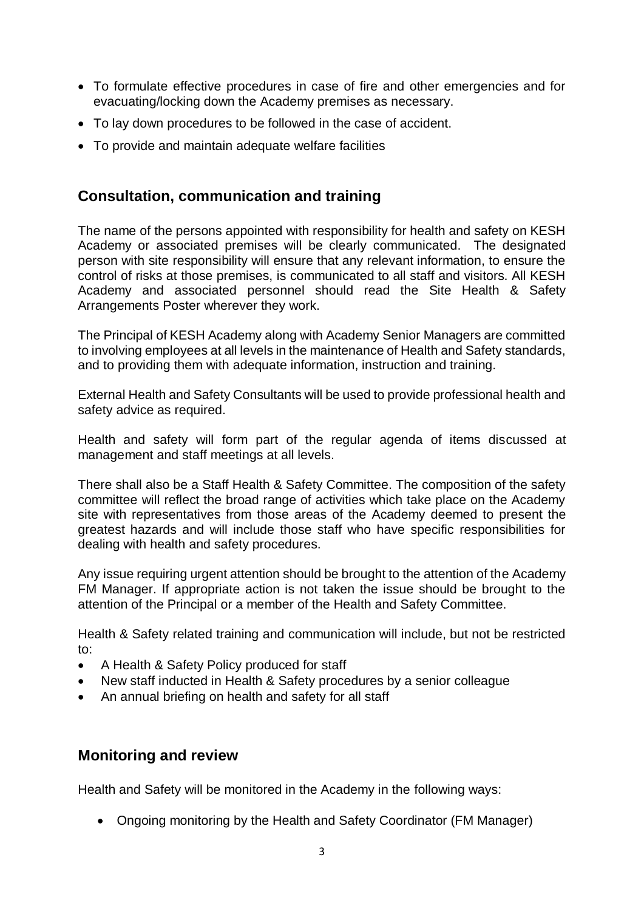- To formulate effective procedures in case of fire and other emergencies and for evacuating/locking down the Academy premises as necessary.
- To lay down procedures to be followed in the case of accident.
- To provide and maintain adequate welfare facilities

## Consultation, communication and training

The name of the persons appointed with responsibility for health and safety on KESH Academy or associated premises will be clearly communicated. The designated person with site responsibility will ensure that any relevant information, to ensure the control of risks at those premises, is communicated to all staff and visitors. All KESH Academy and associated personnel should read the Site Health & Safety Arrangements Poster wherever they work.

The Principal of KESH Academy along with Academy Senior Managers are committed to involving employees at all levels in the maintenance of Health and Safety standards, and to providing them with adequate information, instruction and training.

External Health and Safety Consultants will be used to provide professional health and safety advice as required.

Health and safety will form part of the regular agenda of items discussed at management and staff meetings at all levels.

There shall also be a Staff Health & Safety Committee. The composition of the safety committee will reflect the broad range of activities which take place on the Academy site with representatives from those areas of the Academy deemed to present the greatest hazards and will include those staff who have specific responsibilities for dealing with health and safety procedures.

Any issue requiring urgent attention should be brought to the attention of the Academy FM Manager. If appropriate action is not taken the issue should be brought to the attention of the Principal or a member of the Health and Safety Committee.

Health & Safety related training and communication will include, but not be restricted to:

- A Health & Safety Policy produced for staff
- New staff inducted in Health & Safety procedures by a senior colleague
- An annual briefing on health and safety for all staff

## Monitoring and review

Health and Safety will be monitored in the Academy in the following ways:

- Ongoing monitoring by the Health and Safety Coordinator (FM Manager)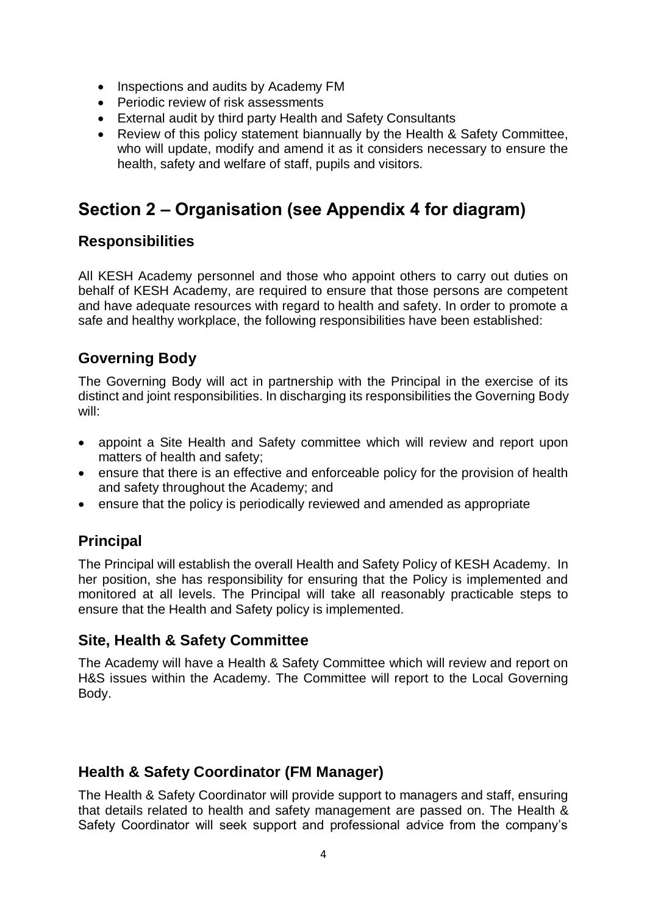- Inspections and audits by Academy FM
- Periodic review of risk assessments
- External audit by third party Health and Safety Consultants
- Review of this policy statement biannually by the Health & Safety Committee, who will update, modify and amend it as it considers necessary to ensure the health, safety and welfare of staff, pupils and visitors.

# Section 2 – Organisation (see Appendix 4 for diagram)

## Responsibilities

All KESH Academy personnel and those who appoint others to carry out duties on behalf of KESH Academy, are required to ensure that those persons are competent and have adequate resources with regard to health and safety. In order to promote a safe and healthy workplace, the following responsibilities have been established:

## Governing Body

The Governing Body will act in partnership with the Principal in the exercise of its distinct and joint responsibilities. In discharging its responsibilities the Governing Body will:

- appoint a Site Health and Safety committee which will review and report upon matters of health and safety;
- ensure that there is an effective and enforceable policy for the provision of health and safety throughout the Academy; and
- ensure that the policy is periodically reviewed and amended as appropriate

## Principal

The Principal will establish the overall Health and Safety Policy of KESH Academy. In her position, she has responsibility for ensuring that the Policy is implemented and monitored at all levels. The Principal will take all reasonably practicable steps to ensure that the Health and Safety policy is implemented.

## Site, Health & Safety Committee

The Academy will have a Health & Safety Committee which will review and report on H&S issues within the Academy. The Committee will report to the Local Governing Body.

## Health & Safety Coordinator (FM Manager)

The Health & Safety Coordinator will provide support to managers and staff, ensuring that details related to health and safety management are passed on. The Health & Safety Coordinator will seek support and professional advice from the company's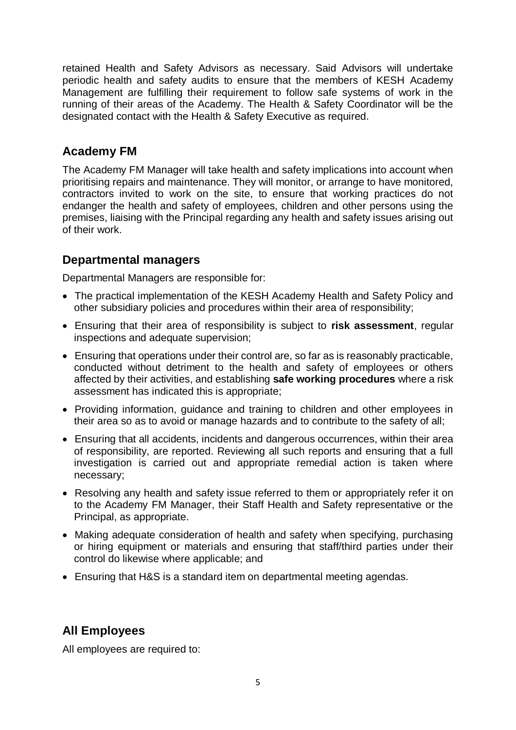retained Health and Safety Advisors as necessary. Said Advisors will undertake periodic health and safety audits to ensure that the members of KESH Academy Management are fulfilling their requirement to follow safe systems of work in the running of their areas of the Academy. The Health & Safety Coordinator will be the designated contact with the Health & Safety Executive as required.

## Academy FM

The Academy FM Manager will take health and safety implications into account when prioritising repairs and maintenance. They will monitor, or arrange to have monitored, contractors invited to work on the site, to ensure that working practices do not endanger the health and safety of employees, children and other persons using the premises, liaising with the Principal regarding any health and safety issues arising out of their work.

## Departmental managers

Departmental Managers are responsible for:

- The practical implementation of the KESH Academy Health and Safety Policy and other subsidiary policies and procedures within their area of responsibility;
- Ensuring that their area of responsibility is subject to **risk assessment**, regular inspections and adequate supervision;
- Ensuring that operations under their control are, so far as is reasonably practicable, conducted without detriment to the health and safety of employees or others affected by their activities, and establishing **safe working procedures** where a risk assessment has indicated this is appropriate;
- Providing information, guidance and training to children and other employees in their area so as to avoid or manage hazards and to contribute to the safety of all;
- Ensuring that all accidents, incidents and dangerous occurrences, within their area of responsibility, are reported. Reviewing all such reports and ensuring that a full investigation is carried out and appropriate remedial action is taken where necessary;
- Resolving any health and safety issue referred to them or appropriately refer it on to the Academy FM Manager, their Staff Health and Safety representative or the Principal, as appropriate.
- Making adequate consideration of health and safety when specifying, purchasing or hiring equipment or materials and ensuring that staff/third parties under their control do likewise where applicable; and
- Ensuring that H&S is a standard item on departmental meeting agendas.

## All Employees

All employees are required to: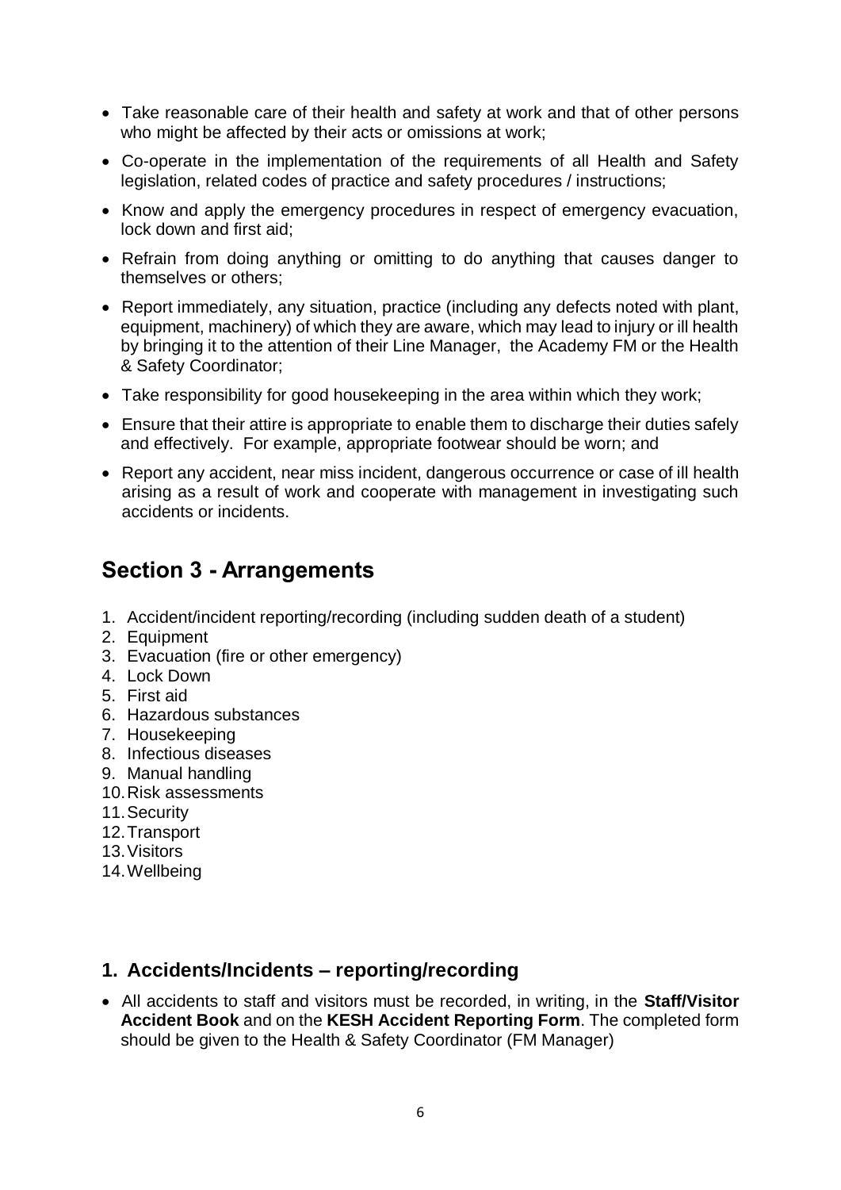- Take reasonable care of their health and safety at work and that of other persons who might be affected by their acts or omissions at work;
- Co-operate in the implementation of the requirements of all Health and Safety legislation, related codes of practice and safety procedures / instructions;
- Know and apply the emergency procedures in respect of emergency evacuation, lock down and first aid;
- Refrain from doing anything or omitting to do anything that causes danger to themselves or others;
- Report immediately, any situation, practice (including any defects noted with plant, equipment, machinery) of which they are aware, which may lead to injury or ill health by bringing it to the attention of their Line Manager, the Academy FM or the Health & Safety Coordinator;
- Take responsibility for good housekeeping in the area within which they work;
- Ensure that their attire is appropriate to enable them to discharge their duties safely and effectively. For example, appropriate footwear should be worn; and
- Report any accident, near miss incident, dangerous occurrence or case of ill health arising as a result of work and cooperate with management in investigating such accidents or incidents.

## Section 3 - Arrangements

1. Accident/incident reporting/recording (including sudden death of a student)
2. Equipment
3. Evacuation (fire or other emergency)
4. Lock Down
5. First aid
6. Hazardous substances
7. Housekeeping
8. Infectious diseases
9. Manual handling
10. Risk assessments
11. Security
12. Transport
13. Visitors
14. Wellbeing

### 1. Accidents/Incidents – reporting/recording

- All accidents to staff and visitors must be recorded, in writing, in the **Staff/Visitor Accident Book** and on the **KESH Accident Reporting Form**. The completed form should be given to the Health & Safety Coordinator (FM Manager)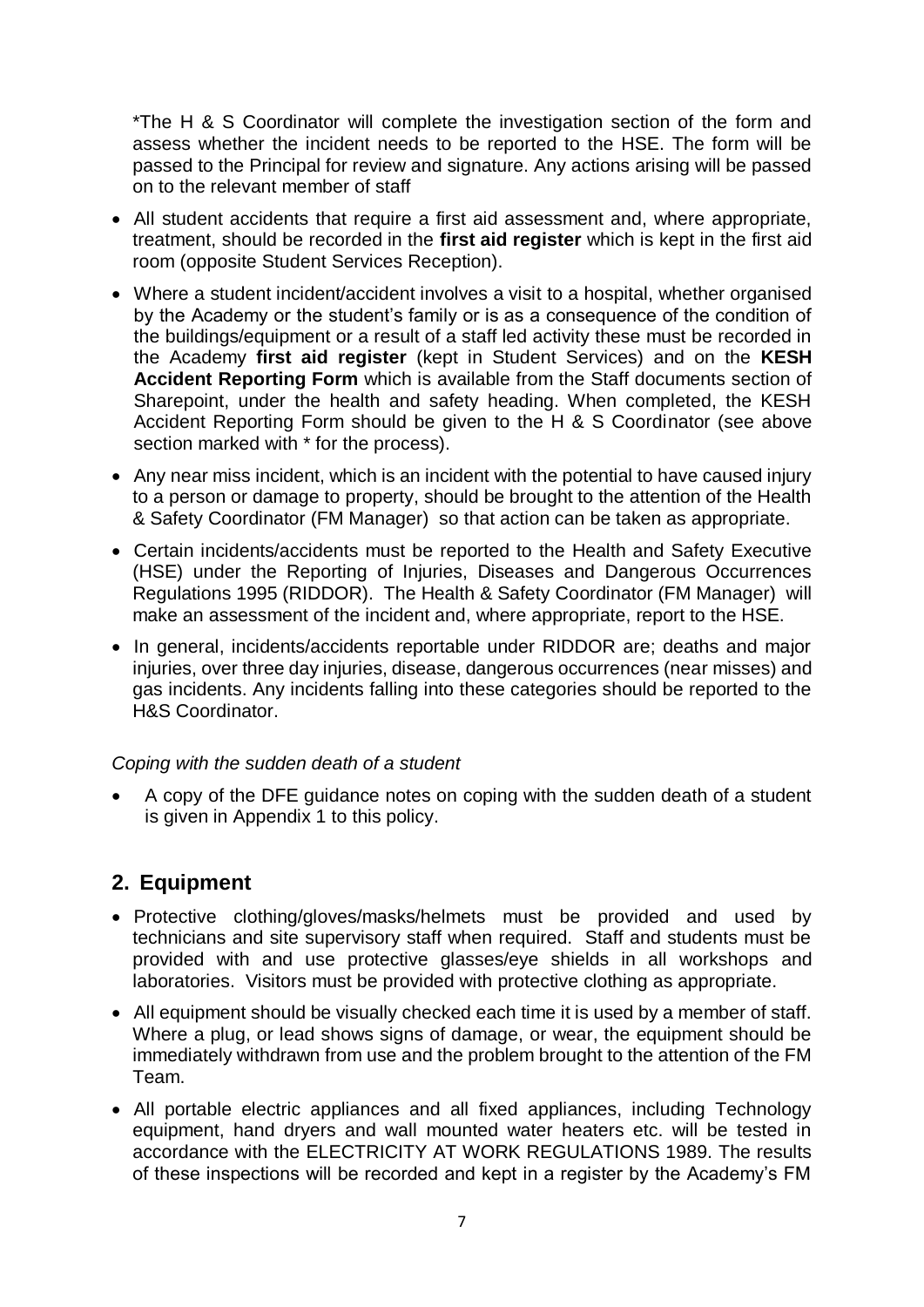*The H & S Coordinator will complete the investigation section of the form and assess whether the incident needs to be reported to the HSE. The form will be passed to the Principal for review and signature. Any actions arising will be passed on to the relevant member of staff

- All student accidents that require a first aid assessment and, where appropriate, treatment, should be recorded in the **first aid register** which is kept in the first aid room (opposite Student Services Reception).
- Where a student incident/accident involves a visit to a hospital, whether organised by the Academy or the student's family or is as a consequence of the condition of the buildings/equipment or a result of a staff led activity these must be recorded in the Academy **first aid register** (kept in Student Services) and on the **KESH Accident Reporting Form** which is available from the Staff documents section of Sharepoint, under the health and safety heading. When completed, the KESH Accident Reporting Form should be given to the H & S Coordinator (see above section marked with * for the process).
- Any near miss incident, which is an incident with the potential to have caused injury to a person or damage to property, should be brought to the attention of the Health & Safety Coordinator (FM Manager) so that action can be taken as appropriate.
- Certain incidents/accidents must be reported to the Health and Safety Executive (HSE) under the Reporting of Injuries, Diseases and Dangerous Occurrences Regulations 1995 (RIDDOR). The Health & Safety Coordinator (FM Manager) will make an assessment of the incident and, where appropriate, report to the HSE.
- In general, incidents/accidents reportable under RIDDOR are; deaths and major injuries, over three day injuries, disease, dangerous occurrences (near misses) and gas incidents. Any incidents falling into these categories should be reported to the H&S Coordinator.

*Coping with the sudden death of a student*

- A copy of the DFE guidance notes on coping with the sudden death of a student is given in Appendix 1 to this policy.

## 2. Equipment

- Protective clothing/gloves/masks/helmets must be provided and used by technicians and site supervisory staff when required. Staff and students must be provided with and use protective glasses/eye shields in all workshops and laboratories. Visitors must be provided with protective clothing as appropriate.
- All equipment should be visually checked each time it is used by a member of staff. Where a plug, or lead shows signs of damage, or wear, the equipment should be immediately withdrawn from use and the problem brought to the attention of the FM Team.
- All portable electric appliances and all fixed appliances, including Technology equipment, hand dryers and wall mounted water heaters etc. will be tested in accordance with the ELECTRICITY AT WORK REGULATIONS 1989. The results of these inspections will be recorded and kept in a register by the Academy's FM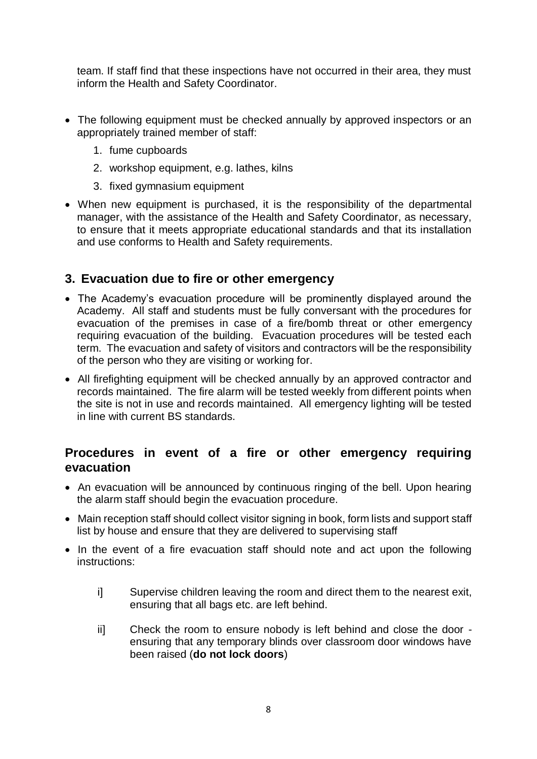team. If staff find that these inspections have not occurred in their area, they must inform the Health and Safety Coordinator.

- The following equipment must be checked annually by approved inspectors or an appropriately trained member of staff:
    1. fume cupboards
    2. workshop equipment, e.g. lathes, kilns
    3. fixed gymnasium equipment
- When new equipment is purchased, it is the responsibility of the departmental manager, with the assistance of the Health and Safety Coordinator, as necessary, to ensure that it meets appropriate educational standards and that its installation and use conforms to Health and Safety requirements.

## 3. Evacuation due to fire or other emergency

- The Academy's evacuation procedure will be prominently displayed around the Academy. All staff and students must be fully conversant with the procedures for evacuation of the premises in case of a fire/bomb threat or other emergency requiring evacuation of the building. Evacuation procedures will be tested each term. The evacuation and safety of visitors and contractors will be the responsibility of the person who they are visiting or working for.
- All firefighting equipment will be checked annually by an approved contractor and records maintained. The fire alarm will be tested weekly from different points when the site is not in use and records maintained. All emergency lighting will be tested in line with current BS standards.

### Procedures in event of a fire or other emergency requiring evacuation

- An evacuation will be announced by continuous ringing of the bell. Upon hearing the alarm staff should begin the evacuation procedure.
- Main reception staff should collect visitor signing in book, form lists and support staff list by house and ensure that they are delivered to supervising staff
- In the event of a fire evacuation staff should note and act upon the following instructions:

    i] Supervise children leaving the room and direct them to the nearest exit, ensuring that all bags etc. are left behind.

    ii] Check the room to ensure nobody is left behind and close the door - ensuring that any temporary blinds over classroom door windows have been raised (**do not lock doors**)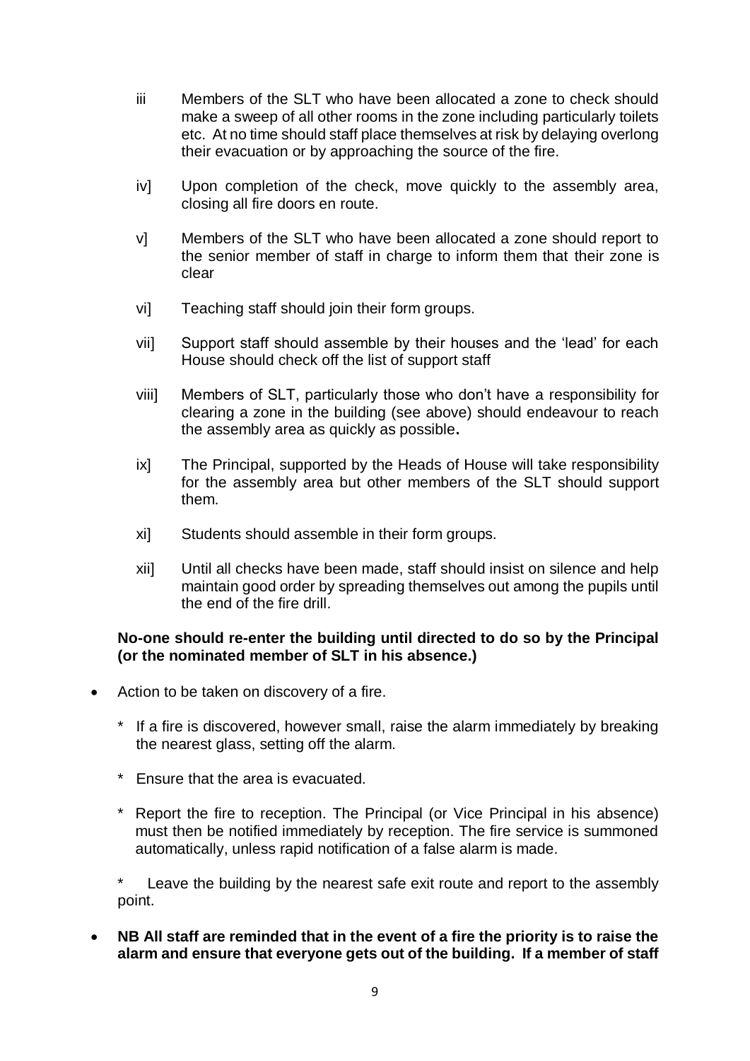iii Members of the SLT who have been allocated a zone to check should make a sweep of all other rooms in the zone including particularly toilets etc. At no time should staff place themselves at risk by delaying overlong their evacuation or by approaching the source of the fire.

iv] Upon completion of the check, move quickly to the assembly area, closing all fire doors en route.

v] Members of the SLT who have been allocated a zone should report to the senior member of staff in charge to inform them that their zone is clear

vi] Teaching staff should join their form groups.

vii] Support staff should assemble by their houses and the 'lead' for each House should check off the list of support staff

viii] Members of SLT, particularly those who don't have a responsibility for clearing a zone in the building (see above) should endeavour to reach the assembly area as quickly as possible**.**

ix] The Principal, supported by the Heads of House will take responsibility for the assembly area but other members of the SLT should support them.

xi] Students should assemble in their form groups.

xii] Until all checks have been made, staff should insist on silence and help maintain good order by spreading themselves out among the pupils until the end of the fire drill.

**No-one should re-enter the building until directed to do so by the Principal (or the nominated member of SLT in his absence.)**

- Action to be taken on discovery of a fire.

  * If a fire is discovered, however small, raise the alarm immediately by breaking the nearest glass, setting off the alarm.

  * Ensure that the area is evacuated.

  * Report the fire to reception. The Principal (or Vice Principal in his absence) must then be notified immediately by reception. The fire service is summoned automatically, unless rapid notification of a false alarm is made.

  * Leave the building by the nearest safe exit route and report to the assembly point.

- **NB All staff are reminded that in the event of a fire the priority is to raise the alarm and ensure that everyone gets out of the building. If a member of staff**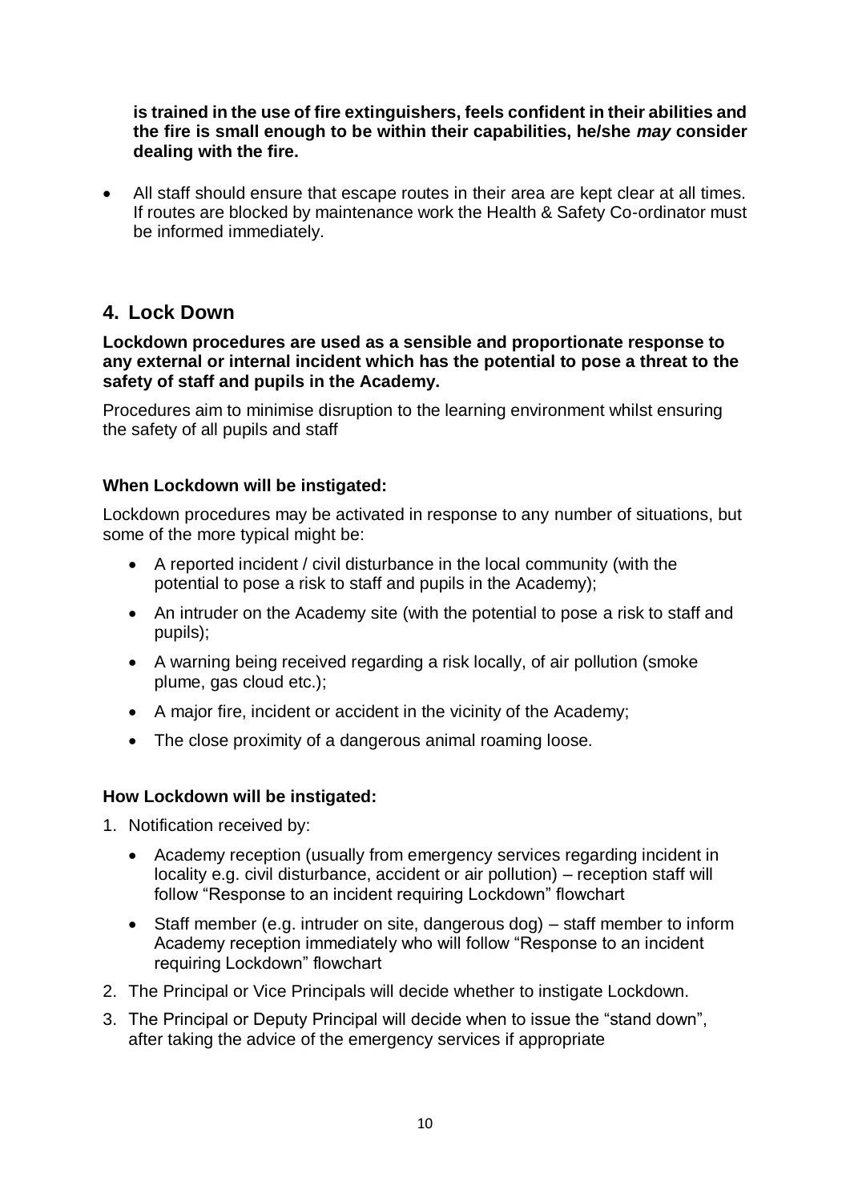**is trained in the use of fire extinguishers, feels confident in their abilities and the fire is small enough to be within their capabilities, he/she *may* consider dealing with the fire.**

- All staff should ensure that escape routes in their area are kept clear at all times. If routes are blocked by maintenance work the Health & Safety Co-ordinator must be informed immediately.

## 4. Lock Down

**Lockdown procedures are used as a sensible and proportionate response to any external or internal incident which has the potential to pose a threat to the safety of staff and pupils in the Academy.**

Procedures aim to minimise disruption to the learning environment whilst ensuring the safety of all pupils and staff

### When Lockdown will be instigated:

Lockdown procedures may be activated in response to any number of situations, but some of the more typical might be:

- A reported incident / civil disturbance in the local community (with the potential to pose a risk to staff and pupils in the Academy);
- An intruder on the Academy site (with the potential to pose a risk to staff and pupils);
- A warning being received regarding a risk locally, of air pollution (smoke plume, gas cloud etc.);
- A major fire, incident or accident in the vicinity of the Academy;
- The close proximity of a dangerous animal roaming loose.

### How Lockdown will be instigated:

1. Notification received by:
   - Academy reception (usually from emergency services regarding incident in locality e.g. civil disturbance, accident or air pollution) – reception staff will follow "Response to an incident requiring Lockdown" flowchart
   - Staff member (e.g. intruder on site, dangerous dog) – staff member to inform Academy reception immediately who will follow "Response to an incident requiring Lockdown" flowchart
2. The Principal or Vice Principals will decide whether to instigate Lockdown.
3. The Principal or Deputy Principal will decide when to issue the "stand down", after taking the advice of the emergency services if appropriate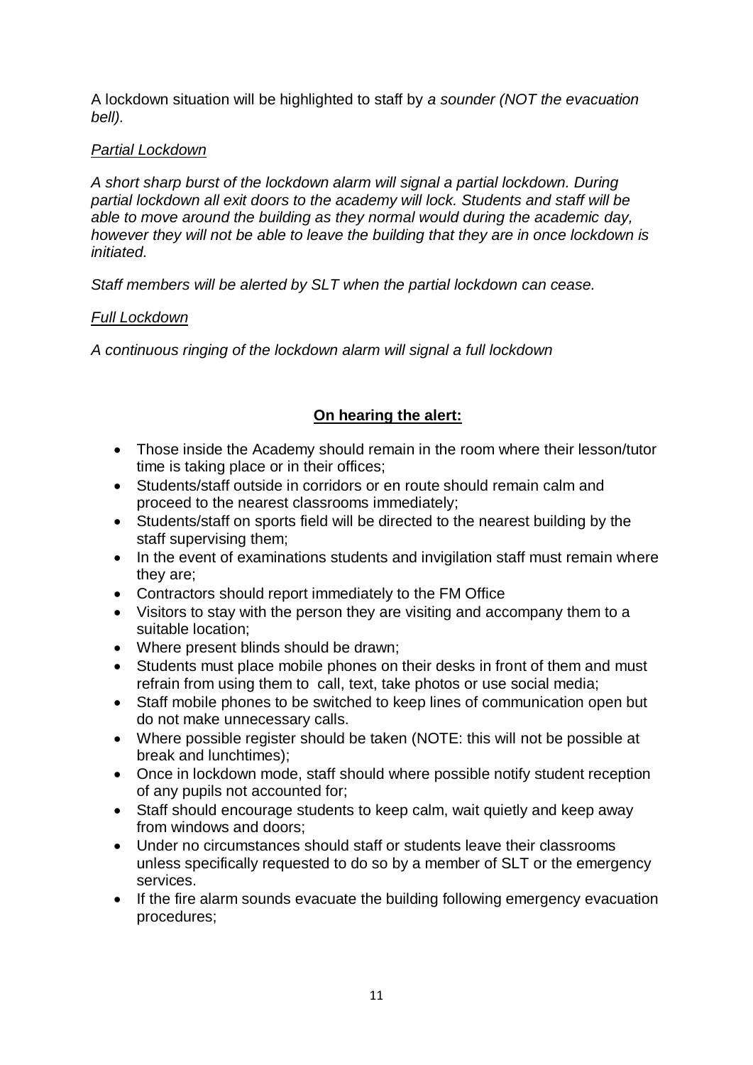A lockdown situation will be highlighted to staff by *a sounder (NOT the evacuation bell).*

*<u>Partial Lockdown</u>*

*A short sharp burst of the lockdown alarm will signal a partial lockdown. During partial lockdown all exit doors to the academy will lock. Students and staff will be able to move around the building as they normal would during the academic day, however they will not be able to leave the building that they are in once lockdown is initiated.*

*Staff members will be alerted by SLT when the partial lockdown can cease.*

*<u>Full Lockdown</u>*

*A continuous ringing of the lockdown alarm will signal a full lockdown*

**<u>On hearing the alert:</u>**

- Those inside the Academy should remain in the room where their lesson/tutor time is taking place or in their offices;
- Students/staff outside in corridors or en route should remain calm and proceed to the nearest classrooms immediately;
- Students/staff on sports field will be directed to the nearest building by the staff supervising them;
- In the event of examinations students and invigilation staff must remain where they are;
- Contractors should report immediately to the FM Office
- Visitors to stay with the person they are visiting and accompany them to a suitable location;
- Where present blinds should be drawn;
- Students must place mobile phones on their desks in front of them and must refrain from using them to call, text, take photos or use social media;
- Staff mobile phones to be switched to keep lines of communication open but do not make unnecessary calls.
- Where possible register should be taken (NOTE: this will not be possible at break and lunchtimes);
- Once in lockdown mode, staff should where possible notify student reception of any pupils not accounted for;
- Staff should encourage students to keep calm, wait quietly and keep away from windows and doors;
- Under no circumstances should staff or students leave their classrooms unless specifically requested to do so by a member of SLT or the emergency services.
- If the fire alarm sounds evacuate the building following emergency evacuation procedures;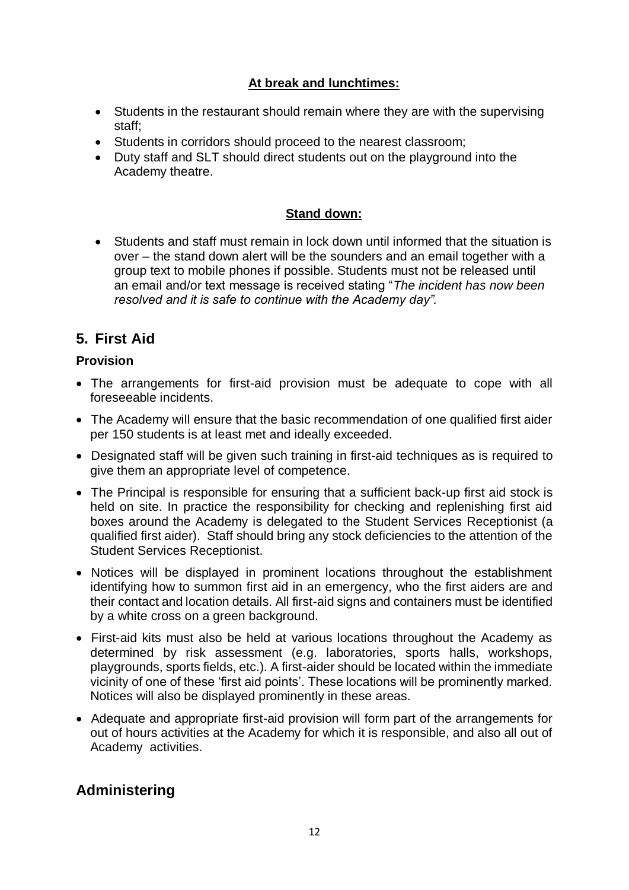**At break and lunchtimes:**

- Students in the restaurant should remain where they are with the supervising staff;
- Students in corridors should proceed to the nearest classroom;
- Duty staff and SLT should direct students out on the playground into the Academy theatre.

**Stand down:**

- Students and staff must remain in lock down until informed that the situation is over – the stand down alert will be the sounders and an email together with a group text to mobile phones if possible. Students must not be released until an email and/or text message is received stating "*The incident has now been resolved and it is safe to continue with the Academy day".*

## 5. First Aid

### Provision

- The arrangements for first-aid provision must be adequate to cope with all foreseeable incidents.
- The Academy will ensure that the basic recommendation of one qualified first aider per 150 students is at least met and ideally exceeded.
- Designated staff will be given such training in first-aid techniques as is required to give them an appropriate level of competence.
- The Principal is responsible for ensuring that a sufficient back-up first aid stock is held on site. In practice the responsibility for checking and replenishing first aid boxes around the Academy is delegated to the Student Services Receptionist (a qualified first aider). Staff should bring any stock deficiencies to the attention of the Student Services Receptionist.
- Notices will be displayed in prominent locations throughout the establishment identifying how to summon first aid in an emergency, who the first aiders are and their contact and location details. All first-aid signs and containers must be identified by a white cross on a green background.
- First-aid kits must also be held at various locations throughout the Academy as determined by risk assessment (e.g. laboratories, sports halls, workshops, playgrounds, sports fields, etc.). A first-aider should be located within the immediate vicinity of one of these 'first aid points'. These locations will be prominently marked. Notices will also be displayed prominently in these areas.
- Adequate and appropriate first-aid provision will form part of the arrangements for out of hours activities at the Academy for which it is responsible, and also all out of Academy activities.

## Administering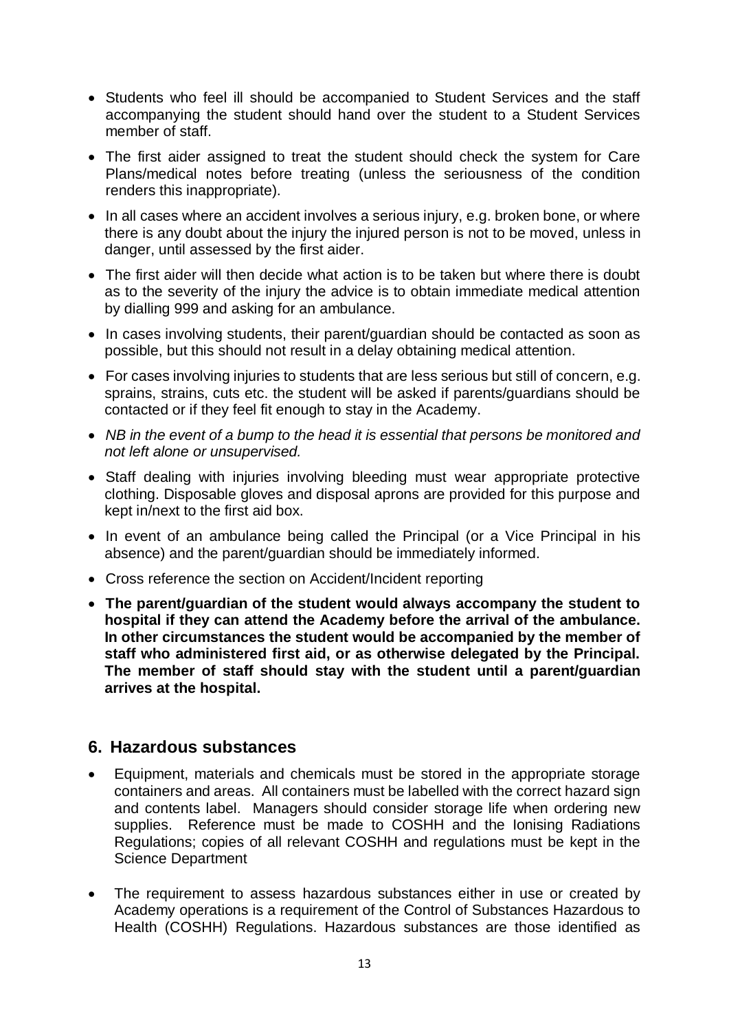- Students who feel ill should be accompanied to Student Services and the staff accompanying the student should hand over the student to a Student Services member of staff.
- The first aider assigned to treat the student should check the system for Care Plans/medical notes before treating (unless the seriousness of the condition renders this inappropriate).
- In all cases where an accident involves a serious injury, e.g. broken bone, or where there is any doubt about the injury the injured person is not to be moved, unless in danger, until assessed by the first aider.
- The first aider will then decide what action is to be taken but where there is doubt as to the severity of the injury the advice is to obtain immediate medical attention by dialling 999 and asking for an ambulance.
- In cases involving students, their parent/guardian should be contacted as soon as possible, but this should not result in a delay obtaining medical attention.
- For cases involving injuries to students that are less serious but still of concern, e.g. sprains, strains, cuts etc. the student will be asked if parents/guardians should be contacted or if they feel fit enough to stay in the Academy.
- *NB in the event of a bump to the head it is essential that persons be monitored and not left alone or unsupervised.*
- Staff dealing with injuries involving bleeding must wear appropriate protective clothing. Disposable gloves and disposal aprons are provided for this purpose and kept in/next to the first aid box.
- In event of an ambulance being called the Principal (or a Vice Principal in his absence) and the parent/guardian should be immediately informed.
- Cross reference the section on Accident/Incident reporting
- **The parent/guardian of the student would always accompany the student to hospital if they can attend the Academy before the arrival of the ambulance. In other circumstances the student would be accompanied by the member of staff who administered first aid, or as otherwise delegated by the Principal. The member of staff should stay with the student until a parent/guardian arrives at the hospital.**

## 6. Hazardous substances

- Equipment, materials and chemicals must be stored in the appropriate storage containers and areas. All containers must be labelled with the correct hazard sign and contents label. Managers should consider storage life when ordering new supplies. Reference must be made to COSHH and the Ionising Radiations Regulations; copies of all relevant COSHH and regulations must be kept in the Science Department
- The requirement to assess hazardous substances either in use or created by Academy operations is a requirement of the Control of Substances Hazardous to Health (COSHH) Regulations. Hazardous substances are those identified as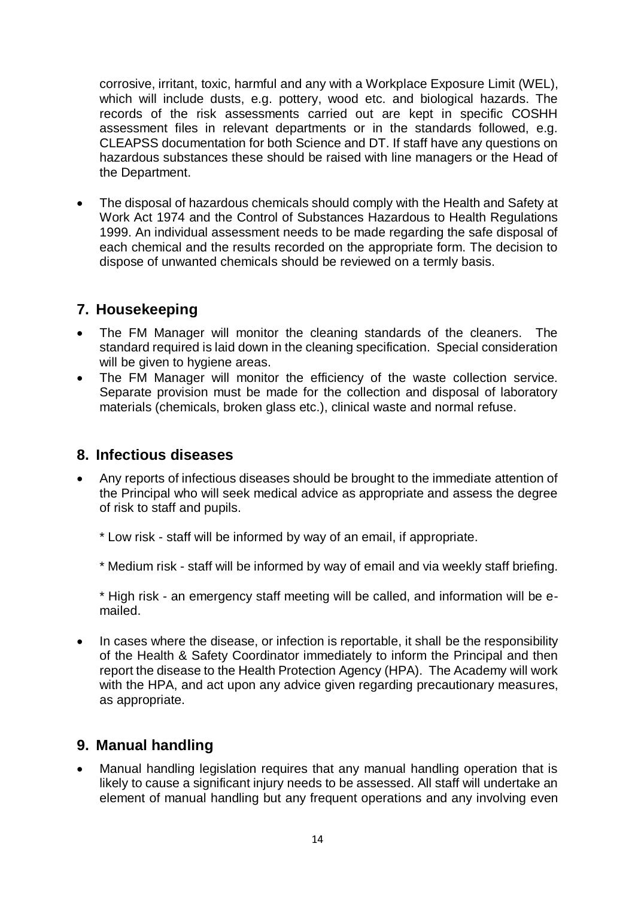corrosive, irritant, toxic, harmful and any with a Workplace Exposure Limit (WEL), which will include dusts, e.g. pottery, wood etc. and biological hazards. The records of the risk assessments carried out are kept in specific COSHH assessment files in relevant departments or in the standards followed, e.g. CLEAPSS documentation for both Science and DT. If staff have any questions on hazardous substances these should be raised with line managers or the Head of the Department.

- The disposal of hazardous chemicals should comply with the Health and Safety at Work Act 1974 and the Control of Substances Hazardous to Health Regulations 1999. An individual assessment needs to be made regarding the safe disposal of each chemical and the results recorded on the appropriate form. The decision to dispose of unwanted chemicals should be reviewed on a termly basis.

## 7. Housekeeping

- The FM Manager will monitor the cleaning standards of the cleaners. The standard required is laid down in the cleaning specification. Special consideration will be given to hygiene areas.
- The FM Manager will monitor the efficiency of the waste collection service. Separate provision must be made for the collection and disposal of laboratory materials (chemicals, broken glass etc.), clinical waste and normal refuse.

## 8. Infectious diseases

- Any reports of infectious diseases should be brought to the immediate attention of the Principal who will seek medical advice as appropriate and assess the degree of risk to staff and pupils.

  * Low risk - staff will be informed by way of an email, if appropriate.

  * Medium risk - staff will be informed by way of email and via weekly staff briefing.

  * High risk - an emergency staff meeting will be called, and information will be e-mailed.

- In cases where the disease, or infection is reportable, it shall be the responsibility of the Health & Safety Coordinator immediately to inform the Principal and then report the disease to the Health Protection Agency (HPA). The Academy will work with the HPA, and act upon any advice given regarding precautionary measures, as appropriate.

## 9. Manual handling

- Manual handling legislation requires that any manual handling operation that is likely to cause a significant injury needs to be assessed. All staff will undertake an element of manual handling but any frequent operations and any involving even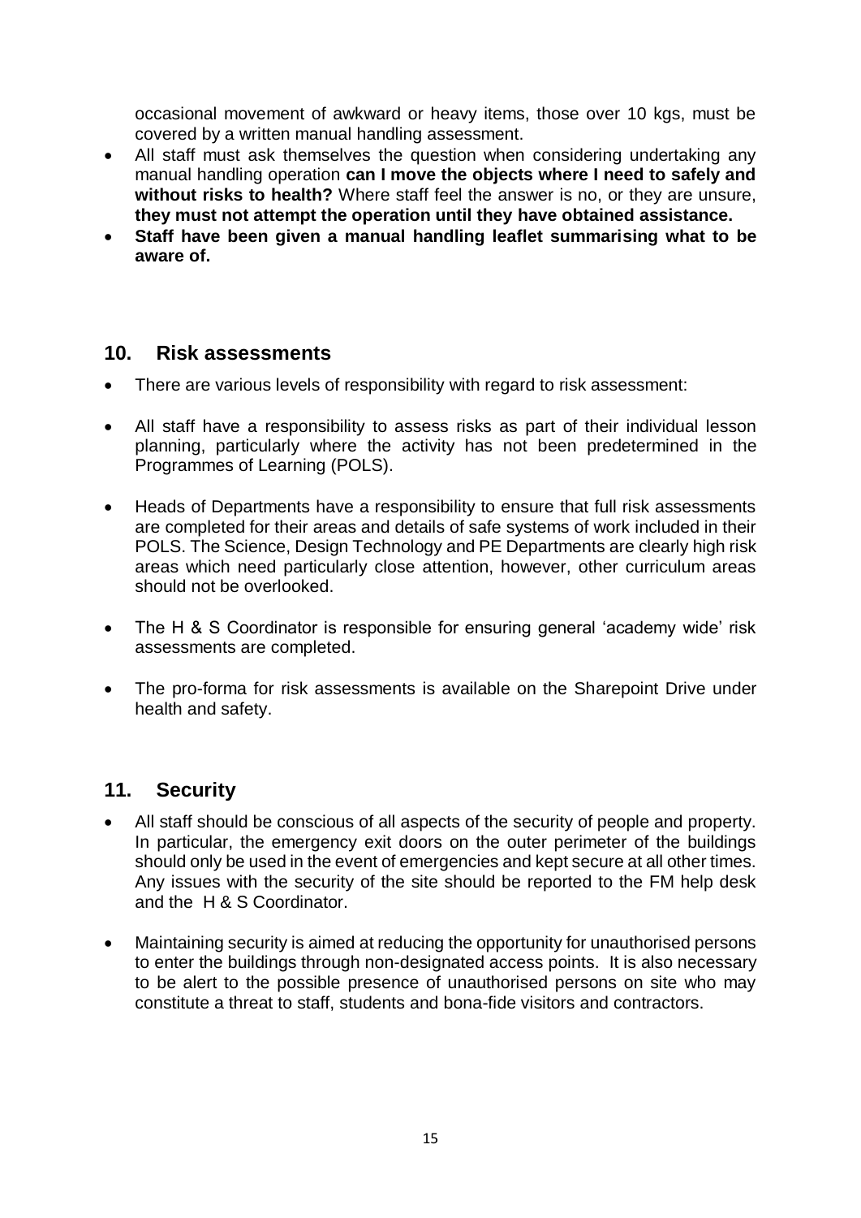occasional movement of awkward or heavy items, those over 10 kgs, must be covered by a written manual handling assessment.

- All staff must ask themselves the question when considering undertaking any manual handling operation **can I move the objects where I need to safely and without risks to health?** Where staff feel the answer is no, or they are unsure, **they must not attempt the operation until they have obtained assistance.**
- **Staff have been given a manual handling leaflet summarising what to be aware of.**

## 10. Risk assessments

- There are various levels of responsibility with regard to risk assessment:
- All staff have a responsibility to assess risks as part of their individual lesson planning, particularly where the activity has not been predetermined in the Programmes of Learning (POLS).
- Heads of Departments have a responsibility to ensure that full risk assessments are completed for their areas and details of safe systems of work included in their POLS. The Science, Design Technology and PE Departments are clearly high risk areas which need particularly close attention, however, other curriculum areas should not be overlooked.
- The H & S Coordinator is responsible for ensuring general 'academy wide' risk assessments are completed.
- The pro-forma for risk assessments is available on the Sharepoint Drive under health and safety.

## 11. Security

- All staff should be conscious of all aspects of the security of people and property. In particular, the emergency exit doors on the outer perimeter of the buildings should only be used in the event of emergencies and kept secure at all other times. Any issues with the security of the site should be reported to the FM help desk and the H & S Coordinator.
- Maintaining security is aimed at reducing the opportunity for unauthorised persons to enter the buildings through non-designated access points. It is also necessary to be alert to the possible presence of unauthorised persons on site who may constitute a threat to staff, students and bona-fide visitors and contractors.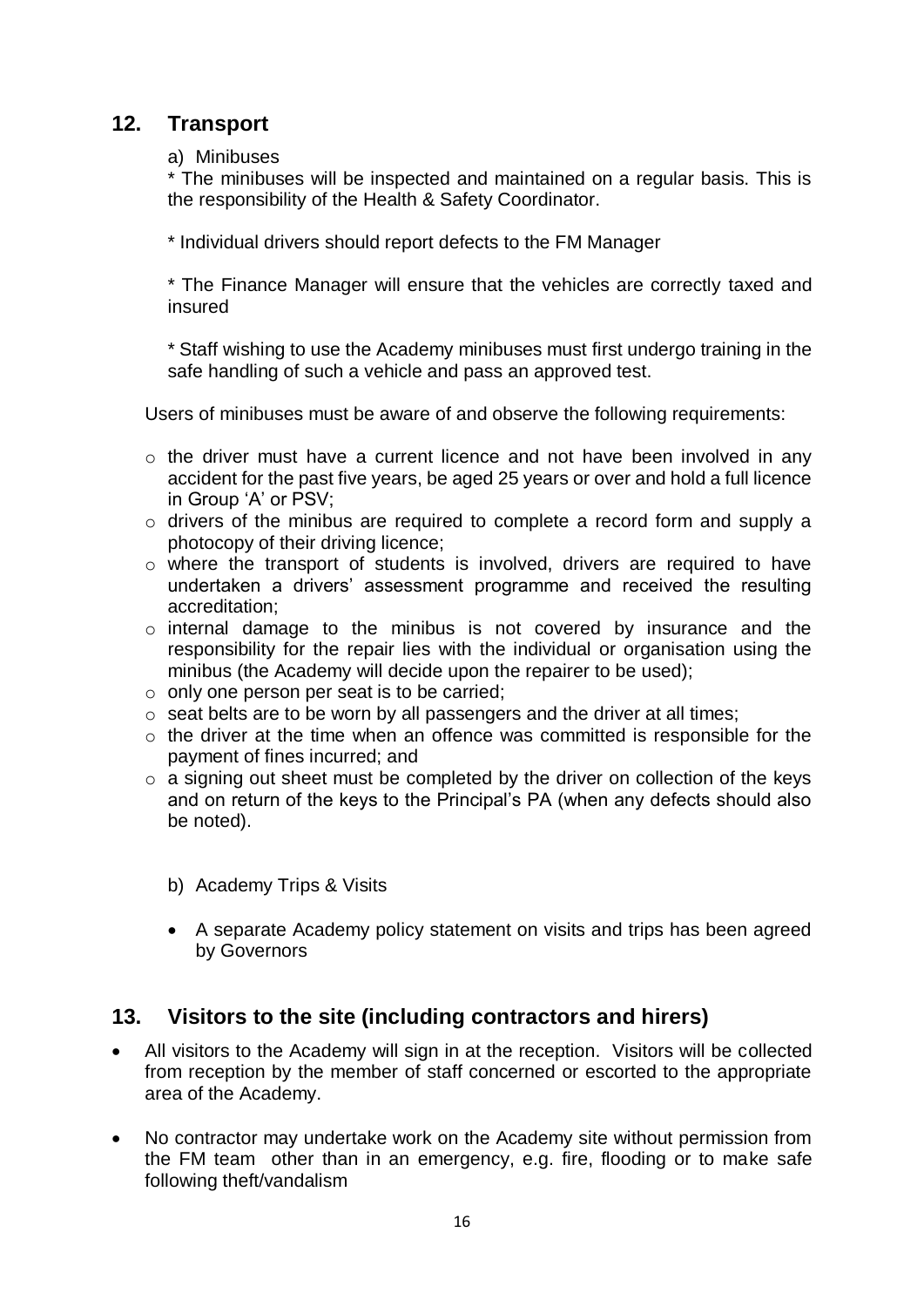## 12. Transport

a) Minibuses

* The minibuses will be inspected and maintained on a regular basis. This is the responsibility of the Health & Safety Coordinator.

* Individual drivers should report defects to the FM Manager

* The Finance Manager will ensure that the vehicles are correctly taxed and insured

* Staff wishing to use the Academy minibuses must first undergo training in the safe handling of such a vehicle and pass an approved test.

Users of minibuses must be aware of and observe the following requirements:

- the driver must have a current licence and not have been involved in any accident for the past five years, be aged 25 years or over and hold a full licence in Group 'A' or PSV;
- drivers of the minibus are required to complete a record form and supply a photocopy of their driving licence;
- where the transport of students is involved, drivers are required to have undertaken a drivers' assessment programme and received the resulting accreditation;
- internal damage to the minibus is not covered by insurance and the responsibility for the repair lies with the individual or organisation using the minibus (the Academy will decide upon the repairer to be used);
- only one person per seat is to be carried;
- seat belts are to be worn by all passengers and the driver at all times;
- the driver at the time when an offence was committed is responsible for the payment of fines incurred; and
- a signing out sheet must be completed by the driver on collection of the keys and on return of the keys to the Principal's PA (when any defects should also be noted).

b) Academy Trips & Visits

- A separate Academy policy statement on visits and trips has been agreed by Governors

## 13. Visitors to the site (including contractors and hirers)

- All visitors to the Academy will sign in at the reception. Visitors will be collected from reception by the member of staff concerned or escorted to the appropriate area of the Academy.
- No contractor may undertake work on the Academy site without permission from the FM team other than in an emergency, e.g. fire, flooding or to make safe following theft/vandalism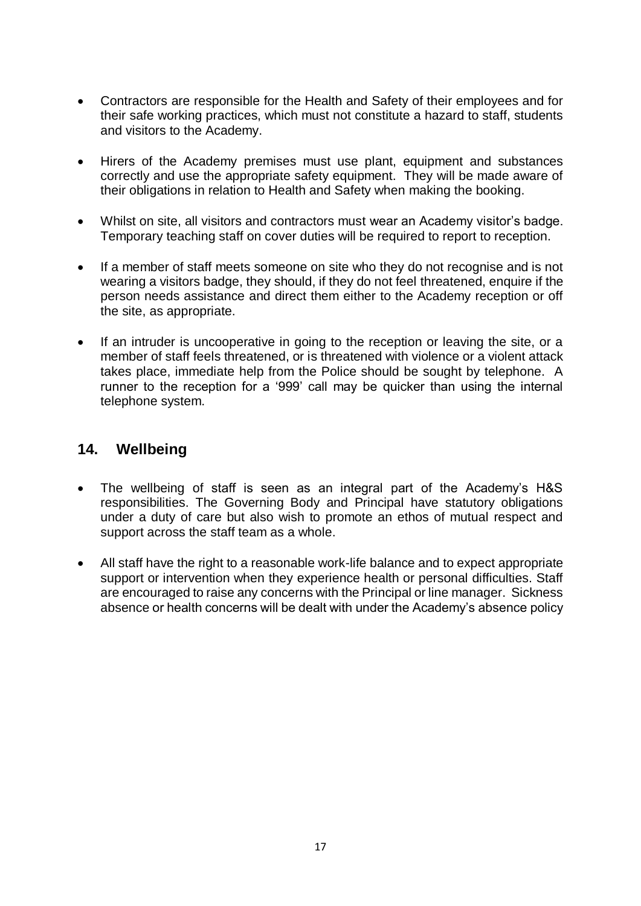- Contractors are responsible for the Health and Safety of their employees and for their safe working practices, which must not constitute a hazard to staff, students and visitors to the Academy.

- Hirers of the Academy premises must use plant, equipment and substances correctly and use the appropriate safety equipment. They will be made aware of their obligations in relation to Health and Safety when making the booking.

- Whilst on site, all visitors and contractors must wear an Academy visitor's badge. Temporary teaching staff on cover duties will be required to report to reception.

- If a member of staff meets someone on site who they do not recognise and is not wearing a visitors badge, they should, if they do not feel threatened, enquire if the person needs assistance and direct them either to the Academy reception or off the site, as appropriate.

- If an intruder is uncooperative in going to the reception or leaving the site, or a member of staff feels threatened, or is threatened with violence or a violent attack takes place, immediate help from the Police should be sought by telephone. A runner to the reception for a '999' call may be quicker than using the internal telephone system.

## 14. Wellbeing

- The wellbeing of staff is seen as an integral part of the Academy's H&S responsibilities. The Governing Body and Principal have statutory obligations under a duty of care but also wish to promote an ethos of mutual respect and support across the staff team as a whole.

- All staff have the right to a reasonable work-life balance and to expect appropriate support or intervention when they experience health or personal difficulties. Staff are encouraged to raise any concerns with the Principal or line manager. Sickness absence or health concerns will be dealt with under the Academy's absence policy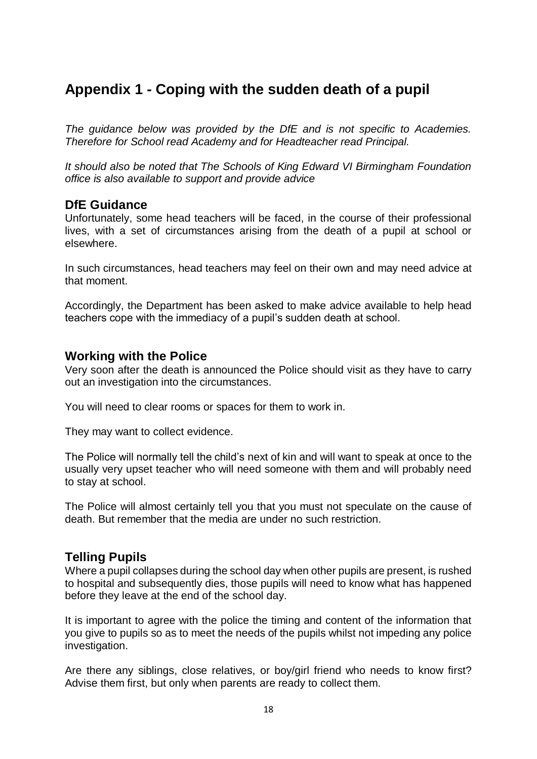# Appendix 1 - Coping with the sudden death of a pupil

*The guidance below was provided by the DfE and is not specific to Academies. Therefore for School read Academy and for Headteacher read Principal.*

*It should also be noted that The Schools of King Edward VI Birmingham Foundation office is also available to support and provide advice*

## DfE Guidance

Unfortunately, some head teachers will be faced, in the course of their professional lives, with a set of circumstances arising from the death of a pupil at school or elsewhere.

In such circumstances, head teachers may feel on their own and may need advice at that moment.

Accordingly, the Department has been asked to make advice available to help head teachers cope with the immediacy of a pupil's sudden death at school.

## Working with the Police

Very soon after the death is announced the Police should visit as they have to carry out an investigation into the circumstances.

You will need to clear rooms or spaces for them to work in.

They may want to collect evidence.

The Police will normally tell the child's next of kin and will want to speak at once to the usually very upset teacher who will need someone with them and will probably need to stay at school.

The Police will almost certainly tell you that you must not speculate on the cause of death. But remember that the media are under no such restriction.

## Telling Pupils

Where a pupil collapses during the school day when other pupils are present, is rushed to hospital and subsequently dies, those pupils will need to know what has happened before they leave at the end of the school day.

It is important to agree with the police the timing and content of the information that you give to pupils so as to meet the needs of the pupils whilst not impeding any police investigation.

Are there any siblings, close relatives, or boy/girl friend who needs to know first? Advise them first, but only when parents are ready to collect them.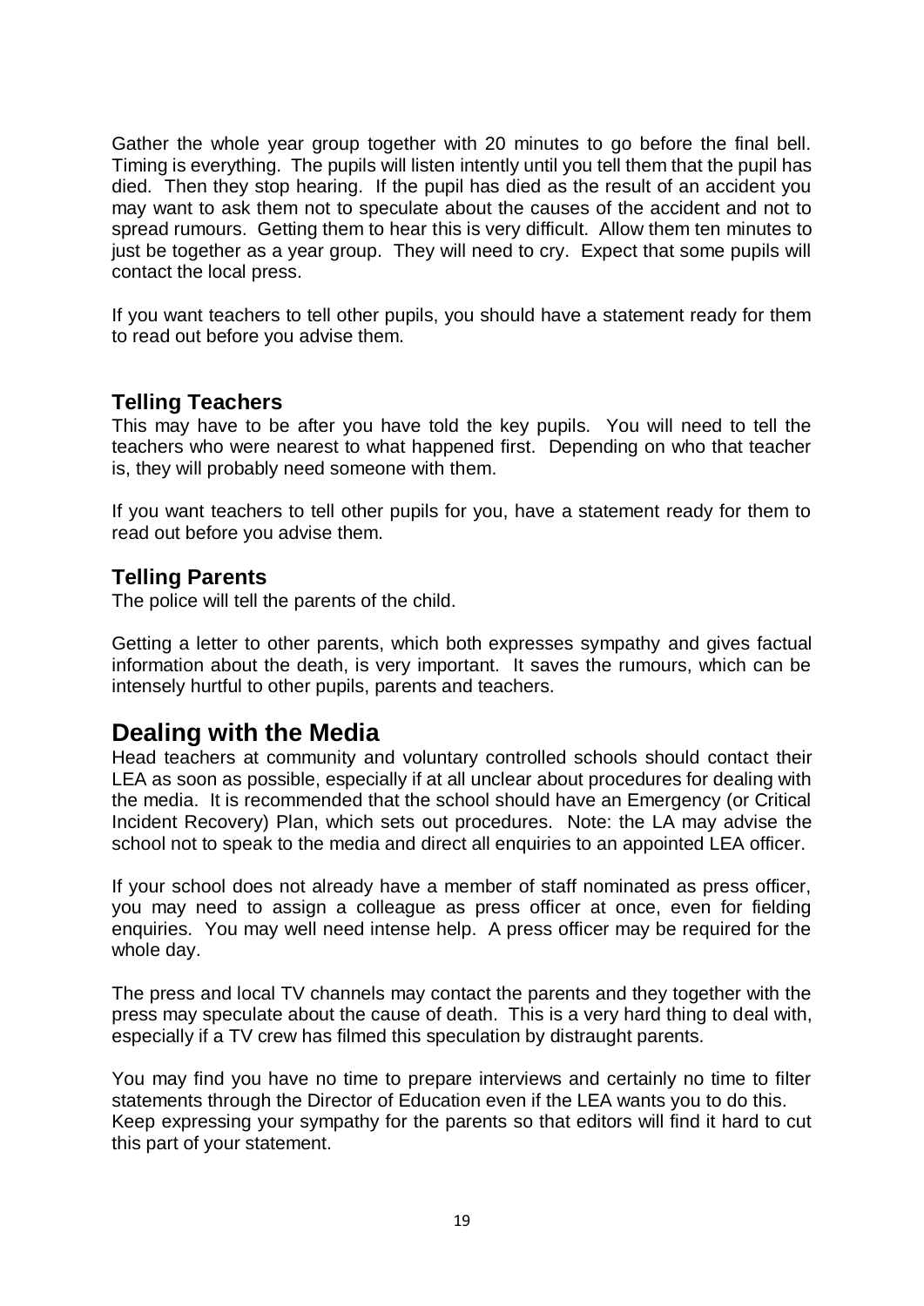Gather the whole year group together with 20 minutes to go before the final bell. Timing is everything. The pupils will listen intently until you tell them that the pupil has died. Then they stop hearing. If the pupil has died as the result of an accident you may want to ask them not to speculate about the causes of the accident and not to spread rumours. Getting them to hear this is very difficult. Allow them ten minutes to just be together as a year group. They will need to cry. Expect that some pupils will contact the local press.

If you want teachers to tell other pupils, you should have a statement ready for them to read out before you advise them.

### Telling Teachers

This may have to be after you have told the key pupils. You will need to tell the teachers who were nearest to what happened first. Depending on who that teacher is, they will probably need someone with them.

If you want teachers to tell other pupils for you, have a statement ready for them to read out before you advise them.

### Telling Parents

The police will tell the parents of the child.

Getting a letter to other parents, which both expresses sympathy and gives factual information about the death, is very important. It saves the rumours, which can be intensely hurtful to other pupils, parents and teachers.

## Dealing with the Media

Head teachers at community and voluntary controlled schools should contact their LEA as soon as possible, especially if at all unclear about procedures for dealing with the media. It is recommended that the school should have an Emergency (or Critical Incident Recovery) Plan, which sets out procedures. Note: the LA may advise the school not to speak to the media and direct all enquiries to an appointed LEA officer.

If your school does not already have a member of staff nominated as press officer, you may need to assign a colleague as press officer at once, even for fielding enquiries. You may well need intense help. A press officer may be required for the whole day.

The press and local TV channels may contact the parents and they together with the press may speculate about the cause of death. This is a very hard thing to deal with, especially if a TV crew has filmed this speculation by distraught parents.

You may find you have no time to prepare interviews and certainly no time to filter statements through the Director of Education even if the LEA wants you to do this. Keep expressing your sympathy for the parents so that editors will find it hard to cut this part of your statement.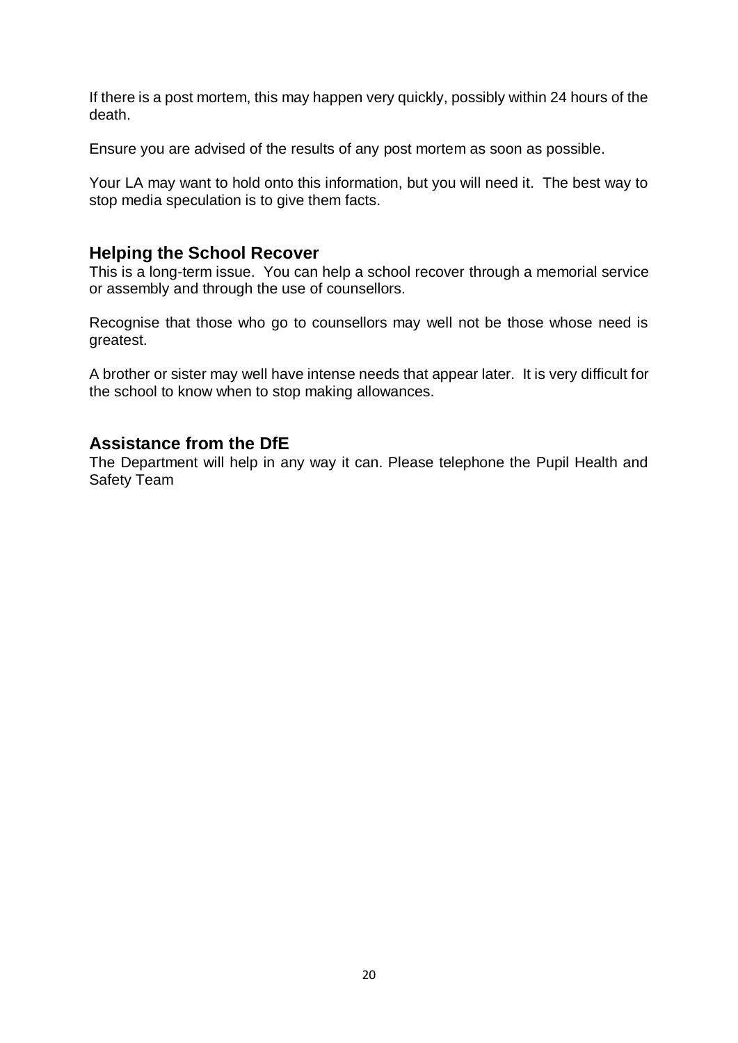If there is a post mortem, this may happen very quickly, possibly within 24 hours of the death.

Ensure you are advised of the results of any post mortem as soon as possible.

Your LA may want to hold onto this information, but you will need it. The best way to stop media speculation is to give them facts.

## Helping the School Recover

This is a long-term issue. You can help a school recover through a memorial service or assembly and through the use of counsellors.

Recognise that those who go to counsellors may well not be those whose need is greatest.

A brother or sister may well have intense needs that appear later. It is very difficult for the school to know when to stop making allowances.

## Assistance from the DfE

The Department will help in any way it can. Please telephone the Pupil Health and Safety Team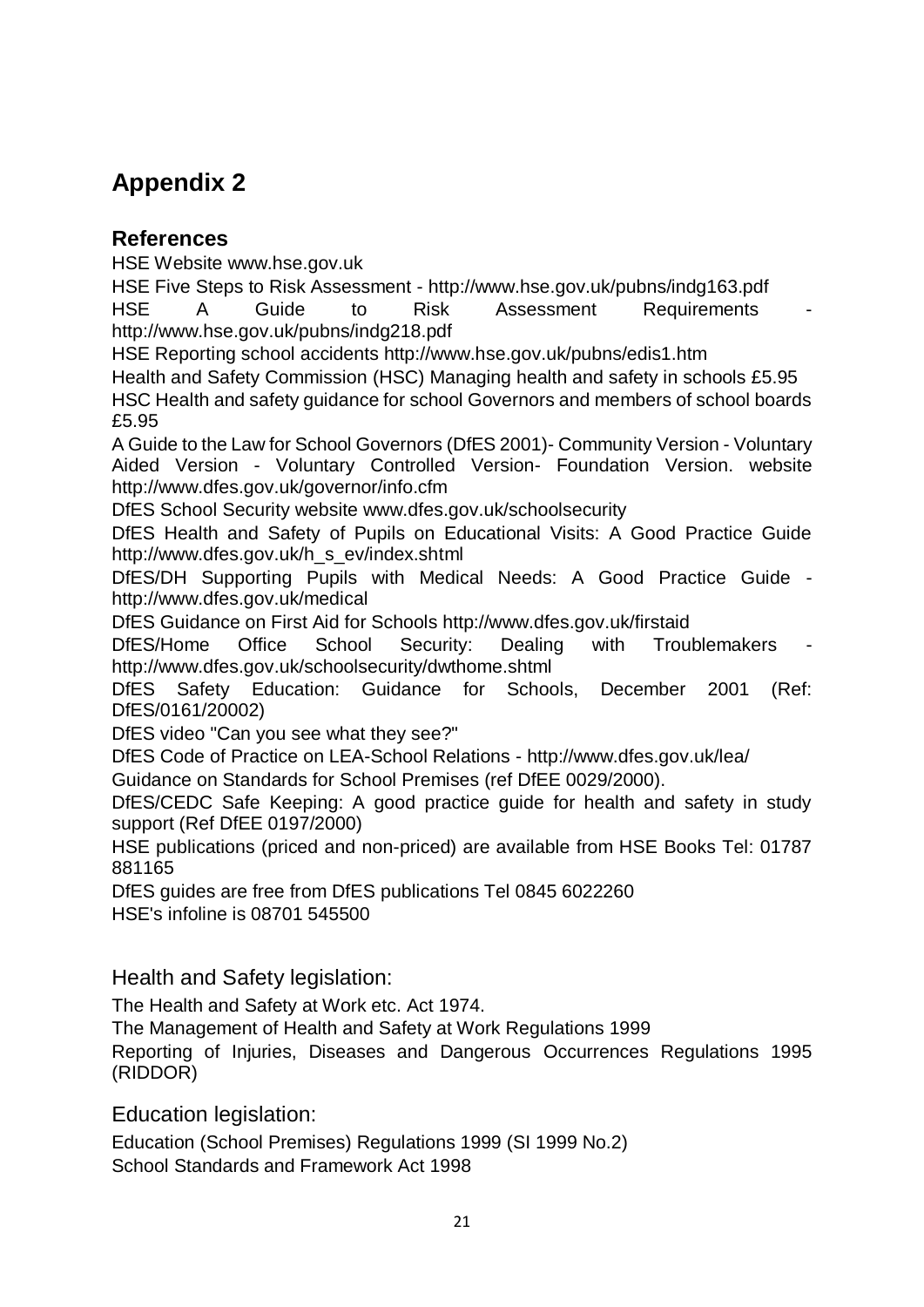# Appendix 2

## References

HSE Website www.hse.gov.uk

HSE Five Steps to Risk Assessment - http://www.hse.gov.uk/pubns/indg163.pdf

HSE A Guide to Risk Assessment Requirements - http://www.hse.gov.uk/pubns/indg218.pdf

HSE Reporting school accidents http://www.hse.gov.uk/pubns/edis1.htm

Health and Safety Commission (HSC) Managing health and safety in schools £5.95

HSC Health and safety guidance for school Governors and members of school boards £5.95

A Guide to the Law for School Governors (DfES 2001)- Community Version - Voluntary Aided Version - Voluntary Controlled Version- Foundation Version. website http://www.dfes.gov.uk/governor/info.cfm

DfES School Security website www.dfes.gov.uk/schoolsecurity

DfES Health and Safety of Pupils on Educational Visits: A Good Practice Guide http://www.dfes.gov.uk/h_s_ev/index.shtml

DfES/DH Supporting Pupils with Medical Needs: A Good Practice Guide - http://www.dfes.gov.uk/medical

DfES Guidance on First Aid for Schools http://www.dfes.gov.uk/firstaid

DfES/Home Office School Security: Dealing with Troublemakers - http://www.dfes.gov.uk/schoolsecurity/dwthome.shtml

DfES Safety Education: Guidance for Schools, December 2001 (Ref: DfES/0161/20002)

DfES video "Can you see what they see?"

DfES Code of Practice on LEA-School Relations - http://www.dfes.gov.uk/lea/

Guidance on Standards for School Premises (ref DfEE 0029/2000).

DfES/CEDC Safe Keeping: A good practice guide for health and safety in study support (Ref DfEE 0197/2000)

HSE publications (priced and non-priced) are available from HSE Books Tel: 01787 881165

DfES guides are free from DfES publications Tel 0845 6022260

HSE's infoline is 08701 545500

### Health and Safety legislation:

The Health and Safety at Work etc. Act 1974.

The Management of Health and Safety at Work Regulations 1999

Reporting of Injuries, Diseases and Dangerous Occurrences Regulations 1995 (RIDDOR)

### Education legislation:

Education (School Premises) Regulations 1999 (SI 1999 No.2)

School Standards and Framework Act 1998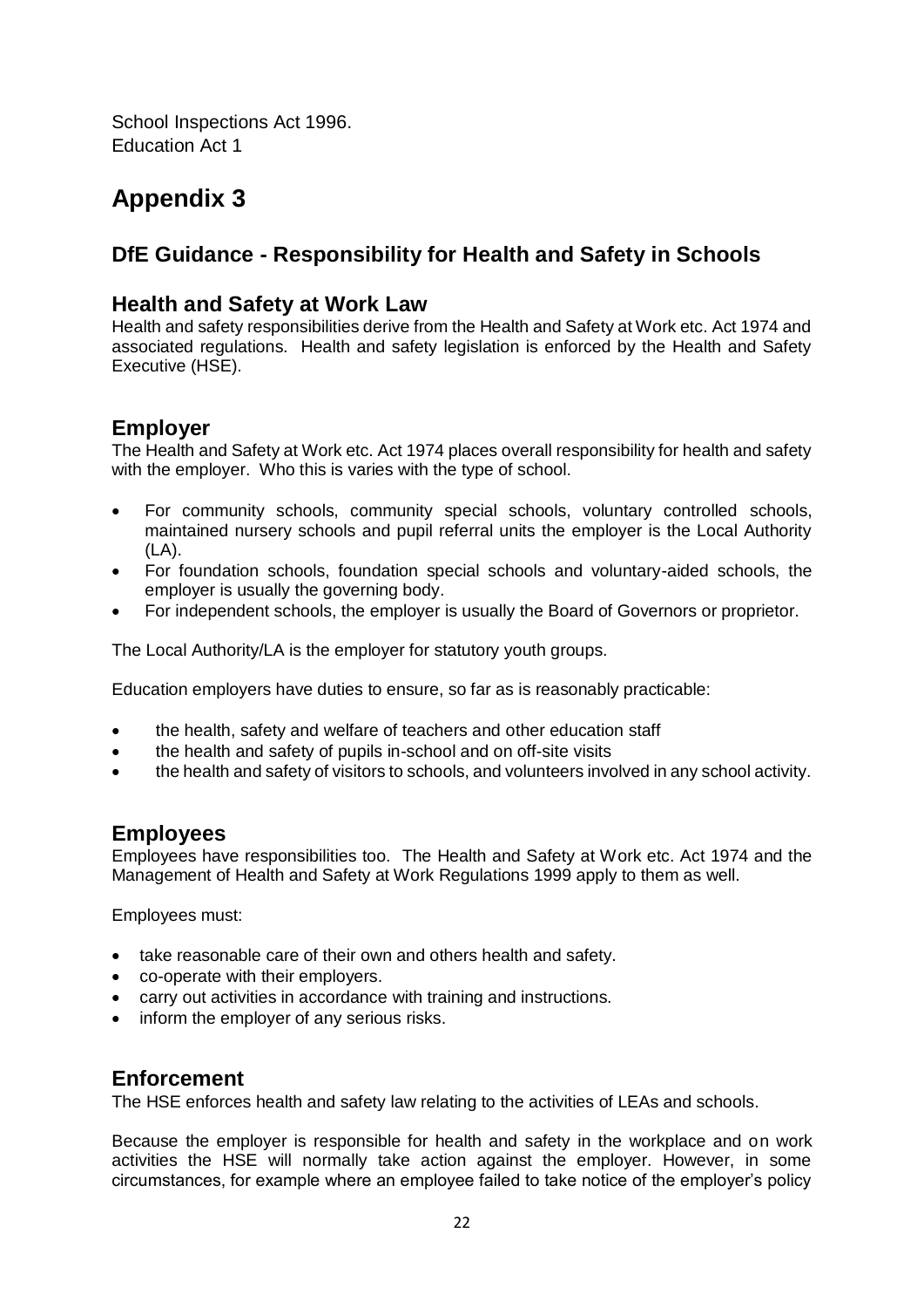School Inspections Act 1996.
Education Act 1

# Appendix 3

## DfE Guidance - Responsibility for Health and Safety in Schools

### Health and Safety at Work Law

Health and safety responsibilities derive from the Health and Safety at Work etc. Act 1974 and associated regulations. Health and safety legislation is enforced by the Health and Safety Executive (HSE).

### Employer

The Health and Safety at Work etc. Act 1974 places overall responsibility for health and safety with the employer. Who this is varies with the type of school.

- For community schools, community special schools, voluntary controlled schools, maintained nursery schools and pupil referral units the employer is the Local Authority (LA).
- For foundation schools, foundation special schools and voluntary-aided schools, the employer is usually the governing body.
- For independent schools, the employer is usually the Board of Governors or proprietor.

The Local Authority/LA is the employer for statutory youth groups.

Education employers have duties to ensure, so far as is reasonably practicable:

- the health, safety and welfare of teachers and other education staff
- the health and safety of pupils in-school and on off-site visits
- the health and safety of visitors to schools, and volunteers involved in any school activity.

### Employees

Employees have responsibilities too. The Health and Safety at Work etc. Act 1974 and the Management of Health and Safety at Work Regulations 1999 apply to them as well.

Employees must:

- take reasonable care of their own and others health and safety.
- co-operate with their employers.
- carry out activities in accordance with training and instructions.
- inform the employer of any serious risks.

### Enforcement

The HSE enforces health and safety law relating to the activities of LEAs and schools.

Because the employer is responsible for health and safety in the workplace and on work activities the HSE will normally take action against the employer. However, in some circumstances, for example where an employee failed to take notice of the employer's policy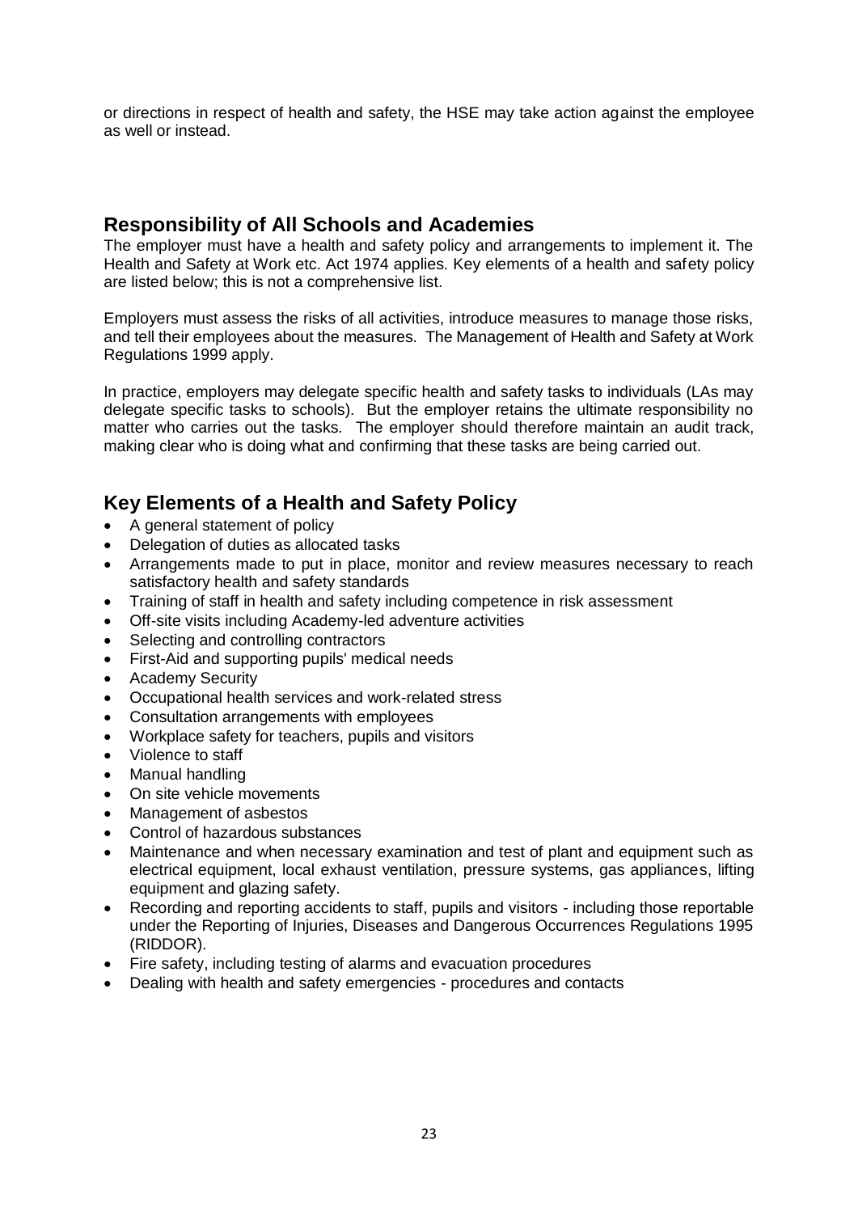or directions in respect of health and safety, the HSE may take action against the employee as well or instead.

## Responsibility of All Schools and Academies

The employer must have a health and safety policy and arrangements to implement it. The Health and Safety at Work etc. Act 1974 applies. Key elements of a health and safety policy are listed below; this is not a comprehensive list.

Employers must assess the risks of all activities, introduce measures to manage those risks, and tell their employees about the measures. The Management of Health and Safety at Work Regulations 1999 apply.

In practice, employers may delegate specific health and safety tasks to individuals (LAs may delegate specific tasks to schools). But the employer retains the ultimate responsibility no matter who carries out the tasks. The employer should therefore maintain an audit track, making clear who is doing what and confirming that these tasks are being carried out.

## Key Elements of a Health and Safety Policy

- A general statement of policy
- Delegation of duties as allocated tasks
- Arrangements made to put in place, monitor and review measures necessary to reach satisfactory health and safety standards
- Training of staff in health and safety including competence in risk assessment
- Off-site visits including Academy-led adventure activities
- Selecting and controlling contractors
- First-Aid and supporting pupils' medical needs
- Academy Security
- Occupational health services and work-related stress
- Consultation arrangements with employees
- Workplace safety for teachers, pupils and visitors
- Violence to staff
- Manual handling
- On site vehicle movements
- Management of asbestos
- Control of hazardous substances
- Maintenance and when necessary examination and test of plant and equipment such as electrical equipment, local exhaust ventilation, pressure systems, gas appliances, lifting equipment and glazing safety.
- Recording and reporting accidents to staff, pupils and visitors - including those reportable under the Reporting of Injuries, Diseases and Dangerous Occurrences Regulations 1995 (RIDDOR).
- Fire safety, including testing of alarms and evacuation procedures
- Dealing with health and safety emergencies - procedures and contacts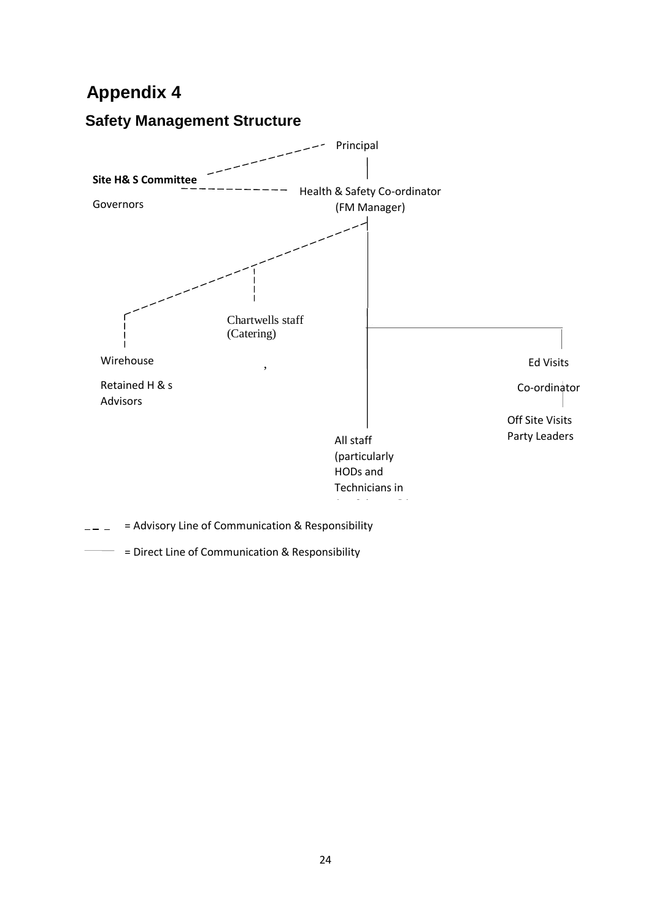# Appendix 4

## Safety Management Structure

Principal

**Site H& S Committee**

Governors

Health & Safety Co-ordinator (FM Manager)

Chartwells staff (Catering)

Wirehouse

Retained H & s Advisors

Ed Visits Co-ordinator

Off Site Visits Party Leaders

All staff (particularly HODs and Technicians in

= Advisory Line of Communication & Responsibility

= Direct Line of Communication & Responsibility